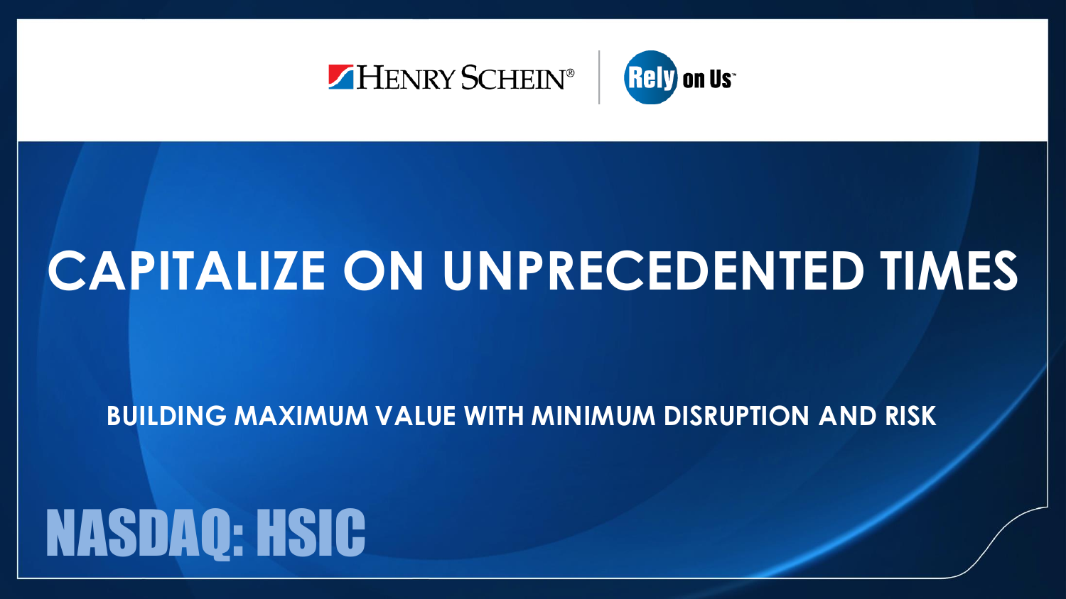HENRY SCHEIN® | Rely on Us™

# CAPITALIZE ON UNPRECEDENTED TIMES

## BUILDING MAXIMUM VALUE WITH MINIMUM DISRUPTION AND RISK

NASDAQ: HSIC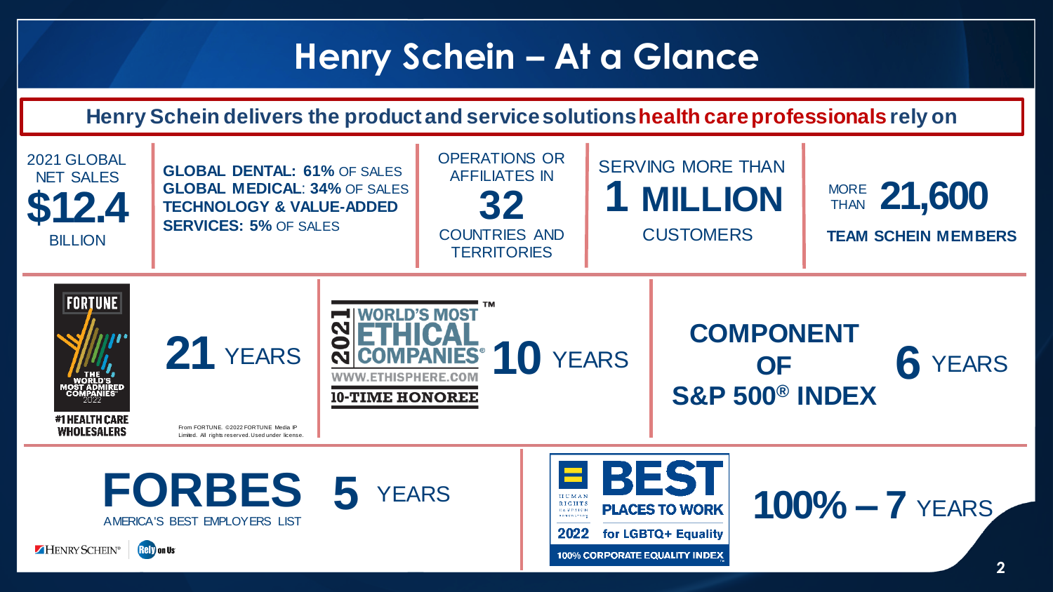# Henry Schein – At a Glance

**Henry Schein delivers the product and service solutions health care professionals rely on**

2021 GLOBAL NET SALES **$12.4** BILLION

**GLOBAL DENTAL: 61%** OF SALES
**GLOBAL MEDICAL: 34%** OF SALES
**TECHNOLOGY & VALUE-ADDED SERVICES: 5%** OF SALES

OPERATIONS OR AFFILIATES IN **32** COUNTRIES AND TERRITORIES

SERVING MORE THAN **1 MILLION** CUSTOMERS

MORE THAN **21,600** **TEAM SCHEIN MEMBERS**

FORTUNE THE WORLD'S MOST ADMIRED COMPANIES 2022 — #1 HEALTH CARE WHOLESALERS — **21** YEARS

From FORTUNE. ©2022 FORTUNE Media IP Limited. All rights reserved. Used under license.

2021 WORLD'S MOST ETHICAL COMPANIES® WWW.ETHISPHERE.COM 10-TIME HONOREE — **10** YEARS

**COMPONENT OF S&P 500® INDEX** — **6** YEARS

**FORBES** **5** YEARS
AMERICA'S BEST EMPLOYERS LIST

HUMAN RIGHTS CAMPAIGN — BEST PLACES TO WORK 2022 for LGBTQ+ Equality — 100% CORPORATE EQUALITY INDEX — **100% – 7** YEARS

HENRY SCHEIN® Rely on Us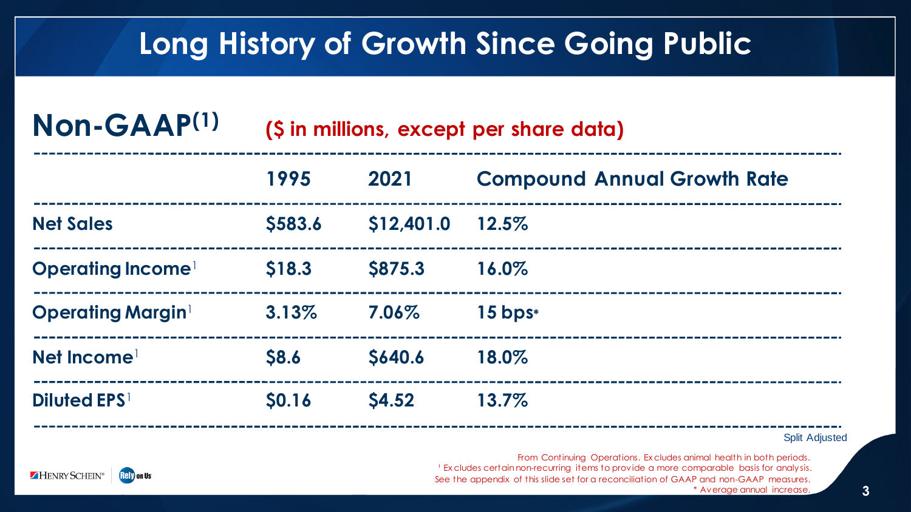# Long History of Growth Since Going Public

## Non-GAAP[(1)] ($ in millions, except per share data)

| | 1995 | 2021 | Compound Annual Growth Rate |
|---|---|---|---|
| Net Sales | $583.6 | $12,401.0 | 12.5% |
| Operating Income[1] | $18.3 | $875.3 | 16.0% |
| Operating Margin[1] | 3.13% | 7.06% | 15 bps* |
| Net Income[1] | $8.6 | $640.6 | 18.0% |
| Diluted EPS[1] | $0.16 | $4.52 | 13.7% |

Split Adjusted

From Continuing Operations. Excludes animal health in both periods.
[1] Excludes certain non-recurring items to provide a more comparable basis for analysis.
See the appendix of this slide set for a reconciliation of GAAP and non-GAAP measures.
* Average annual increase.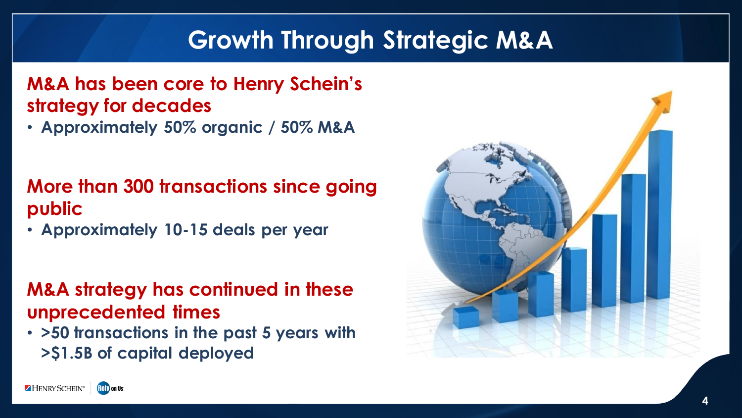# Growth Through Strategic M&A

## M&A has been core to Henry Schein's strategy for decades

- **Approximately 50% organic / 50% M&A**

## More than 300 transactions since going public

- **Approximately 10-15 deals per year**

## M&A strategy has continued in these unprecedented times

- **>50 transactions in the past 5 years with >$1.5B of capital deployed**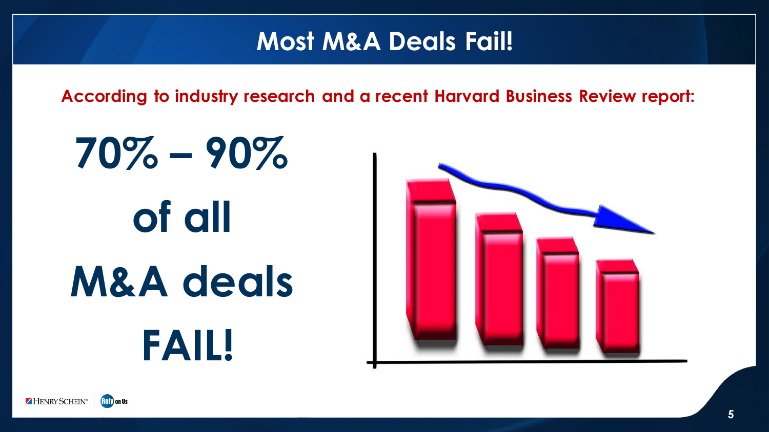# Most M&A Deals Fail!

**According to industry research and a recent Harvard Business Review report:**

**70% – 90% of all M&A deals FAIL!**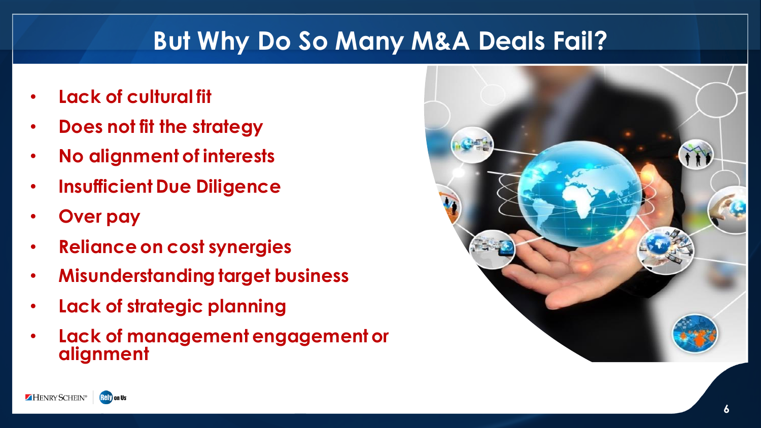# But Why Do So Many M&A Deals Fail?

- Lack of cultural fit
- Does not fit the strategy
- No alignment of interests
- Insufficient Due Diligence
- Over pay
- Reliance on cost synergies
- Misunderstanding target business
- Lack of strategic planning
- Lack of management engagement or alignment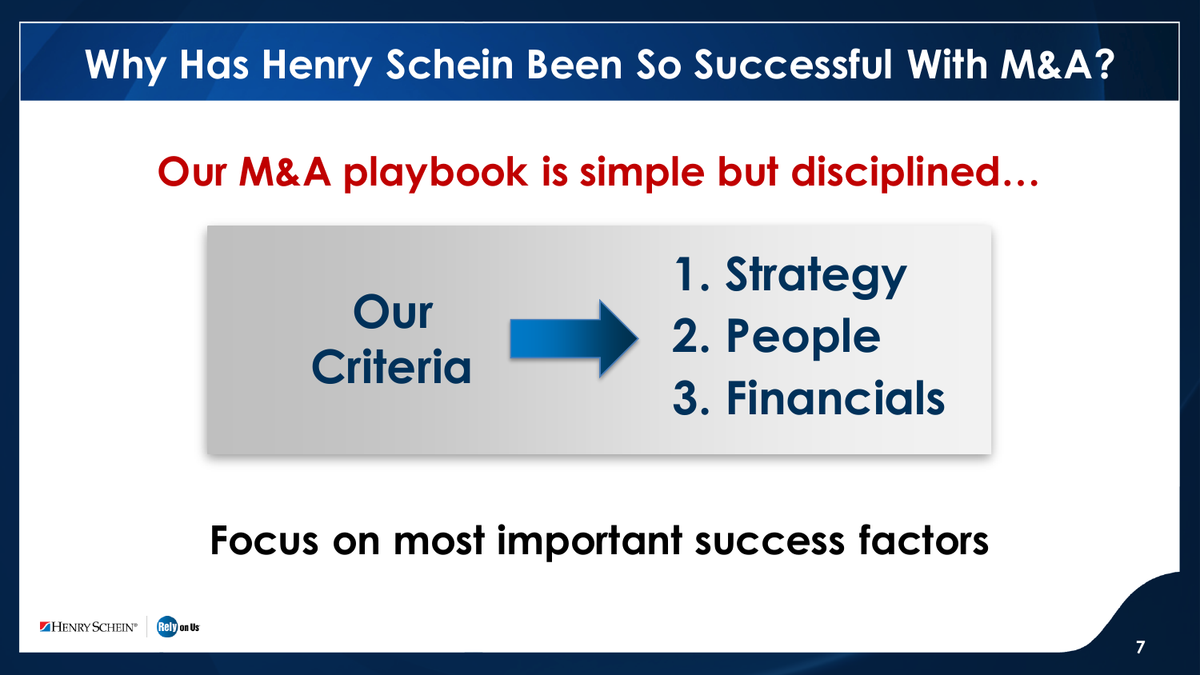# Why Has Henry Schein Been So Successful With M&A?

## Our M&A playbook is simple but disciplined…

**Our Criteria** →

1. Strategy
2. People
3. Financials

**Focus on most important success factors**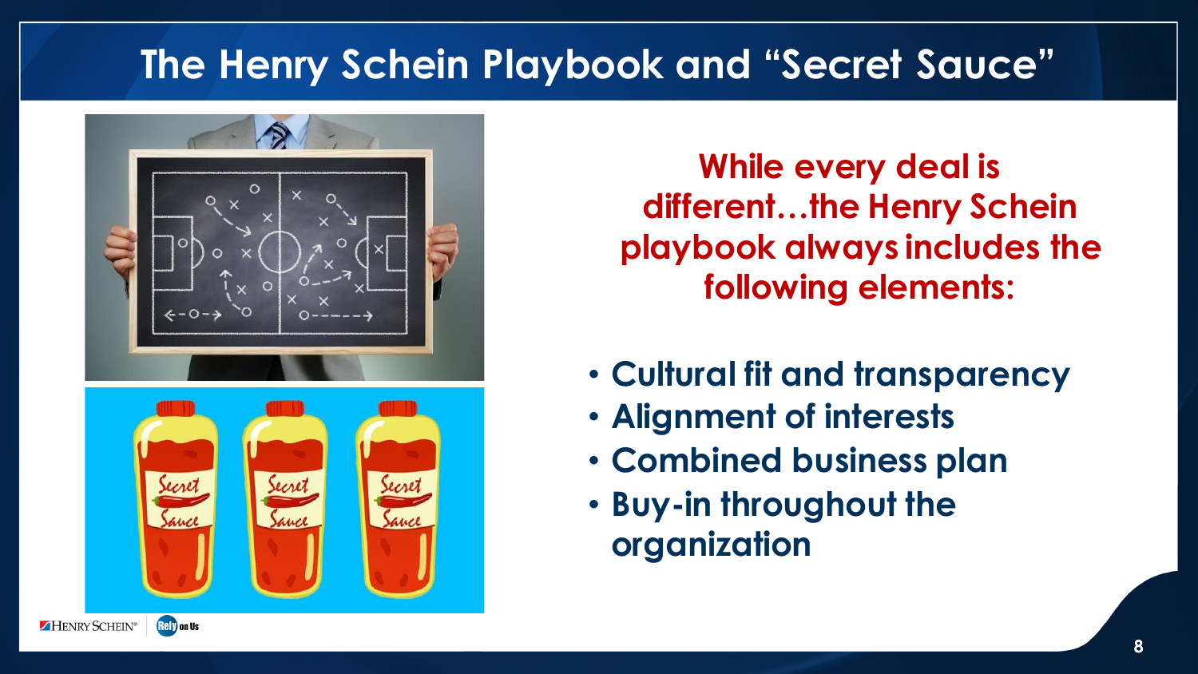# The Henry Schein Playbook and "Secret Sauce"

**While every deal is different…the Henry Schein playbook always includes the following elements:**

- **Cultural fit and transparency**
- **Alignment of interests**
- **Combined business plan**
- **Buy-in throughout the organization**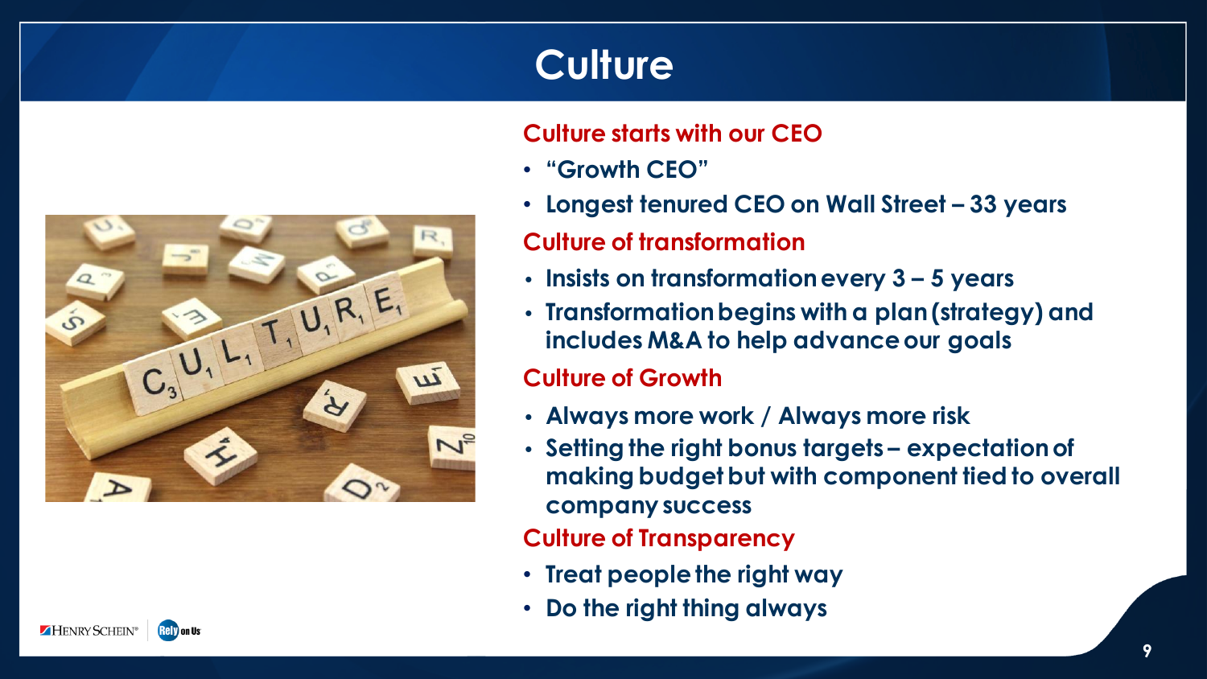# Culture

## Culture starts with our CEO

- "Growth CEO"
- Longest tenured CEO on Wall Street – 33 years

## Culture of transformation

- Insists on transformation every 3 – 5 years
- Transformation begins with a plan (strategy) and includes M&A to help advance our goals

## Culture of Growth

- Always more work / Always more risk
- Setting the right bonus targets – expectation of making budget but with component tied to overall company success

## Culture of Transparency

- Treat people the right way
- Do the right thing always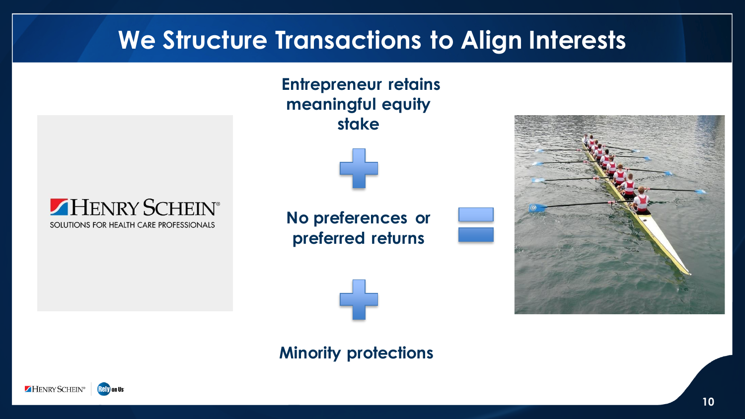# We Structure Transactions to Align Interests

**Entrepreneur retains meaningful equity stake**

+

**No preferences or preferred returns**

+

**Minority protections**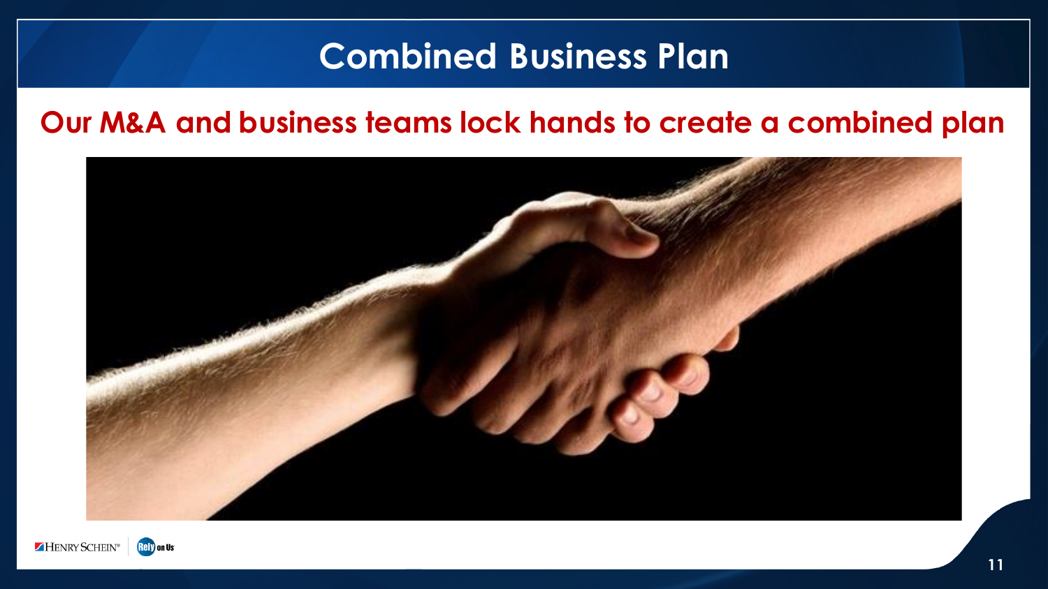# Combined Business Plan

## Our M&A and business teams lock hands to create a combined plan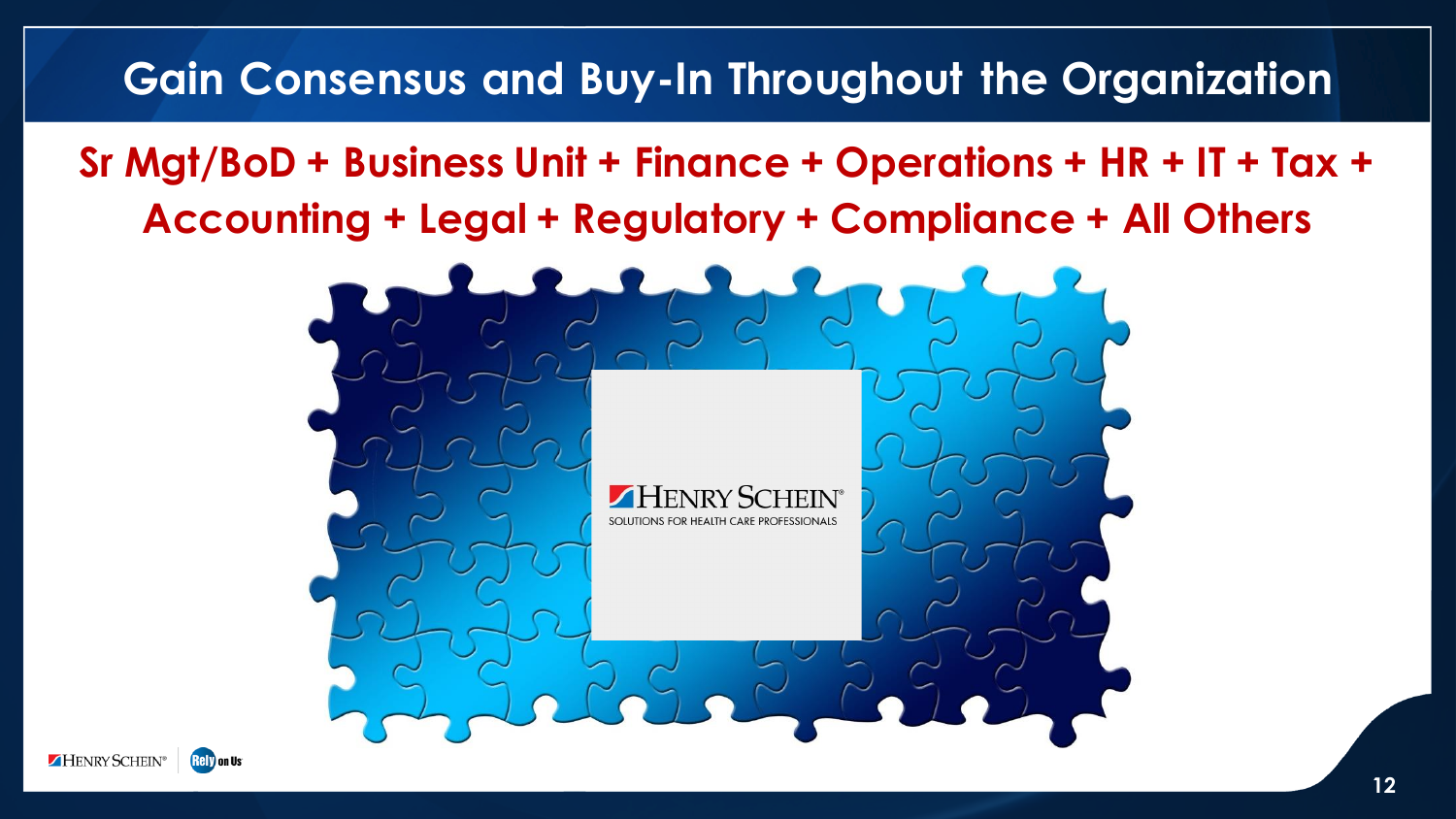# Gain Consensus and Buy-In Throughout the Organization

**Sr Mgt/BoD + Business Unit + Finance + Operations + HR + IT + Tax + Accounting + Legal + Regulatory + Compliance + All Others**

HENRY SCHEIN®

SOLUTIONS FOR HEALTH CARE PROFESSIONALS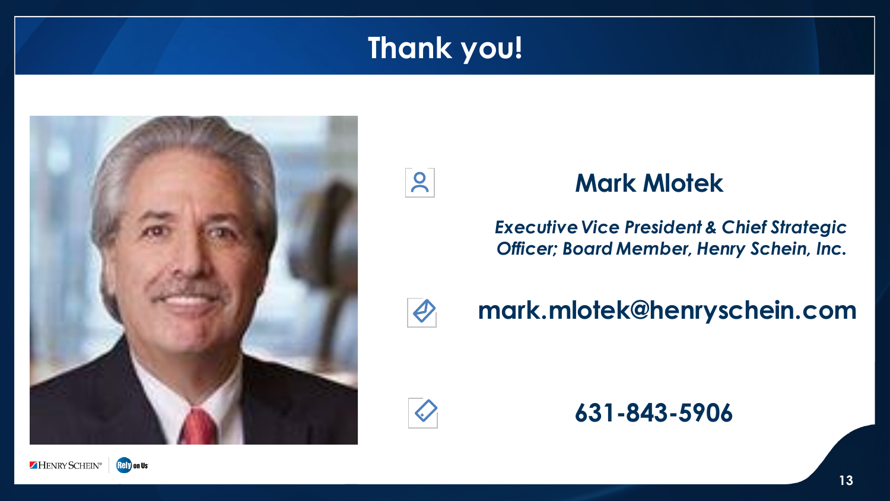# Thank you!

## Mark Mlotek

*Executive Vice President & Chief Strategic Officer; Board Member, Henry Schein, Inc.*

**mark.mlotek@henryschein.com**

**631-843-5906**